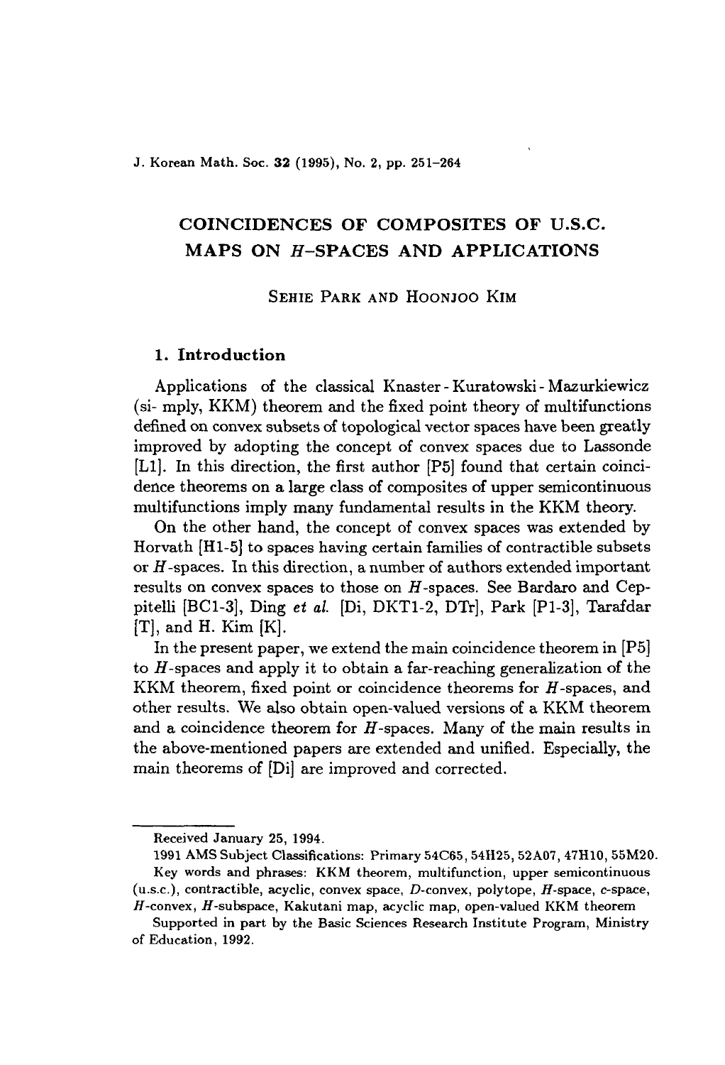# COINCIDENCES OF COMPOSITES OF U.S.C. MAPS ON $H$-SPACES AND APPLICATIONS

SEHIE PARK AND HOONJOO KIM

## 1. Introduction

Applications of the classical Knaster - Kuratowski - Mazurkiewicz (si- mply, KKM) theorem and the fixed point theory of multifunctions defined on convex subsets of topological vector spaces have been greatly improved by adopting the concept of convex spaces due to Lassonde [L1]. In this direction, the first author [P5] found that certain coincidence theorems on a large class of composites of upper semicontinuous multifunctions imply many fundamental results in the KKM theory.

On the other hand, the concept of convex spaces was extended by Horvath [H1-5] to spaces having certain families of contractible subsets or $H$-spaces. In this direction, a number of authors extended important results on convex spaces to those on $H$-spaces. See Bardaro and Ceppitelli [BC1-3], Ding *et al.* [Di, DKT1-2, DTr], Park [P1-3], Tarafdar [T], and H. Kim [K].

In the present paper, we extend the main coincidence theorem in [P5] to $H$-spaces and apply it to obtain a far-reaching generalization of the KKM theorem, fixed point or coincidence theorems for $H$-spaces, and other results. We also obtain open-valued versions of a KKM theorem and a coincidence theorem for $H$-spaces. Many of the main results in the above-mentioned papers are extended and unified. Especially, the main theorems of [Di] are improved and corrected.

---

Received January 25, 1994.

1991 AMS Subject Classifications: Primary 54C65, 54H25, 52A07, 47H10, 55M20.

Key words and phrases: KKM theorem, multifunction, upper semicontinuous (u.s.c.), contractible, acyclic, convex space, $D$-convex, polytope, $H$-space, $c$-space, $H$-convex, $H$-subspace, Kakutani map, acyclic map, open-valued KKM theorem

Supported in part by the Basic Sciences Research Institute Program, Ministry of Education, 1992.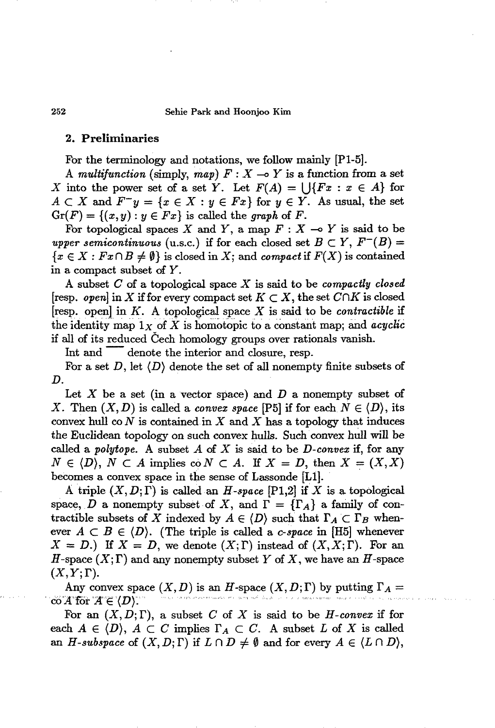## 2. Preliminaries

For the terminology and notations, we follow mainly [P1-5].

A *multifunction* (simply, *map*) $F : X \multimap Y$ is a function from a set $X$ into the power set of a set $Y$. Let $F(A) = \bigcup\{Fx : x \in A\}$ for $A \subset X$ and $F^{-}y = \{x \in X : y \in Fx\}$ for $y \in Y$. As usual, the set $\mathrm{Gr}(F) = \{(x, y) : y \in Fx\}$ is called the *graph* of $F$.

For topological spaces $X$ and $Y$, a map $F : X \multimap Y$ is said to be *upper semicontinuous* (u.s.c.) if for each closed set $B \subset Y$, $F^{-}(B) = \{x \in X : Fx \cap B \neq \emptyset\}$ is closed in $X$; and *compact* if $F(X)$ is contained in a compact subset of $Y$.

A subset $C$ of a topological space $X$ is said to be *compactly closed* [resp. *open*] in $X$ if for every compact set $K \subset X$, the set $C \cap K$ is closed [resp. open] in $K$. A topological space $X$ is said to be *contractible* if the identity map $1_X$ of $X$ is homotopic to a constant map; and *acyclic* if all of its reduced Čech homology groups over rationals vanish.

Int and $\overline{\phantom{x}}$ denote the interior and closure, resp.

For a set $D$, let $\langle D \rangle$ denote the set of all nonempty finite subsets of $D$.

Let $X$ be a set (in a vector space) and $D$ a nonempty subset of $X$. Then $(X, D)$ is called a *convex space* [P5] if for each $N \in \langle D \rangle$, its convex hull $\mathrm{co}\, N$ is contained in $X$ and $X$ has a topology that induces the Euclidean topology on such convex hulls. Such convex hull will be called a *polytope*. A subset $A$ of $X$ is said to be *$D$-convex* if, for any $N \in \langle D \rangle$, $N \subset A$ implies $\mathrm{co}\, N \subset A$. If $X = D$, then $X = (X, X)$ becomes a convex space in the sense of Lassonde [L1].

A triple $(X, D; \Gamma)$ is called an *H-space* [P1,2] if $X$ is a topological space, $D$ a nonempty subset of $X$, and $\Gamma = \{\Gamma_A\}$ a family of contractible subsets of $X$ indexed by $A \in \langle D \rangle$ such that $\Gamma_A \subset \Gamma_B$ whenever $A \subset B \in \langle D \rangle$. (The triple is called a *c-space* in [H5] whenever $X = D$.) If $X = D$, we denote $(X; \Gamma)$ instead of $(X, X; \Gamma)$. For an $H$-space $(X; \Gamma)$ and any nonempty subset $Y$ of $X$, we have an $H$-space $(X, Y; \Gamma)$.

Any convex space $(X, D)$ is an $H$-space $(X, D; \Gamma)$ by putting $\Gamma_A = \mathrm{co}\, A$ for $A \in \langle D \rangle$.

For an $(X, D; \Gamma)$, a subset $C$ of $X$ is said to be *H-convex* if for each $A \in \langle D \rangle$, $A \subset C$ implies $\Gamma_A \subset C$. A subset $L$ of $X$ is called an *H-subspace* of $(X, D; \Gamma)$ if $L \cap D \neq \emptyset$ and for every $A \in \langle L \cap D \rangle$,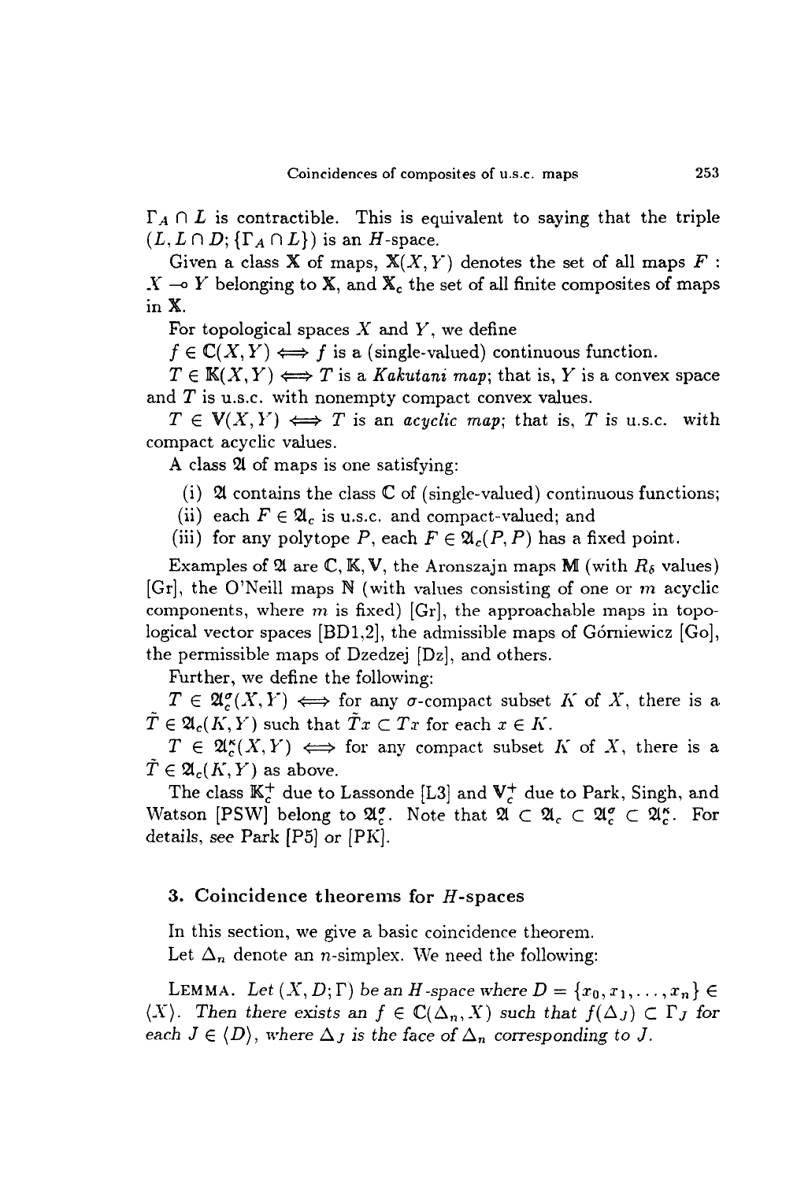$\Gamma_A \cap L$ is contractible. This is equivalent to saying that the triple $(L, L \cap D; \{\Gamma_A \cap L\})$ is an $H$-space.

Given a class $\mathbb{X}$ of maps, $\mathbb{X}(X, Y)$ denotes the set of all maps $F : X \multimap Y$ belonging to $\mathbb{X}$, and $\mathbb{X}_c$ the set of all finite composites of maps in $\mathbb{X}$.

For topological spaces $X$ and $Y$, we define

$f \in \mathbb{C}(X, Y) \iff f$ is a (single-valued) continuous function.

$T \in \mathbb{K}(X, Y) \iff T$ is a *Kakutani map*; that is, $Y$ is a convex space and $T$ is u.s.c. with nonempty compact convex values.

$T \in \mathbb{V}(X, Y) \iff T$ is an *acyclic map*; that is, $T$ is u.s.c. with compact acyclic values.

A class $\mathfrak{A}$ of maps is one satisfying:

(i) $\mathfrak{A}$ contains the class $\mathbb{C}$ of (single-valued) continuous functions;

(ii) each $F \in \mathfrak{A}_c$ is u.s.c. and compact-valued; and

(iii) for any polytope $P$, each $F \in \mathfrak{A}_c(P, P)$ has a fixed point.

Examples of $\mathfrak{A}$ are $\mathbb{C}, \mathbb{K}, \mathbb{V}$, the Aronszajn maps $\mathbb{M}$ (with $R_\delta$ values) [Gr], the O'Neill maps $\mathbb{N}$ (with values consisting of one or $m$ acyclic components, where $m$ is fixed) [Gr], the approachable maps in topological vector spaces [BD1,2], the admissible maps of Górniewicz [Go], the permissible maps of Dzedzej [Dz], and others.

Further, we define the following:

$T \in \mathfrak{A}_c^\sigma(X, Y) \iff$ for any $\sigma$-compact subset $K$ of $X$, there is a $\tilde{T} \in \mathfrak{A}_c(K, Y)$ such that $\tilde{T}x \subset Tx$ for each $x \in K$.

$T \in \mathfrak{A}_c^\kappa(X, Y) \iff$ for any compact subset $K$ of $X$, there is a $\tilde{T} \in \mathfrak{A}_c(K, Y)$ as above.

The class $\mathbb{K}_c^+$ due to Lassonde [L3] and $\mathbb{V}_c^+$ due to Park, Singh, and Watson [PSW] belong to $\mathfrak{A}_c^\sigma$. Note that $\mathfrak{A} \subset \mathfrak{A}_c \subset \mathfrak{A}_c^\sigma \subset \mathfrak{A}_c^\kappa$. For details, see Park [P5] or [PK].

## 3. Coincidence theorems for $H$-spaces

In this section, we give a basic coincidence theorem.

Let $\Delta_n$ denote an $n$-simplex. We need the following:

LEMMA. *Let $(X, D; \Gamma)$ be an $H$-space where $D = \{x_0, x_1, \ldots, x_n\} \in \langle X \rangle$. Then there exists an $f \in \mathbb{C}(\Delta_n, X)$ such that $f(\Delta_J) \subset \Gamma_J$ for each $J \in \langle D \rangle$, where $\Delta_J$ is the face of $\Delta_n$ corresponding to $J$.*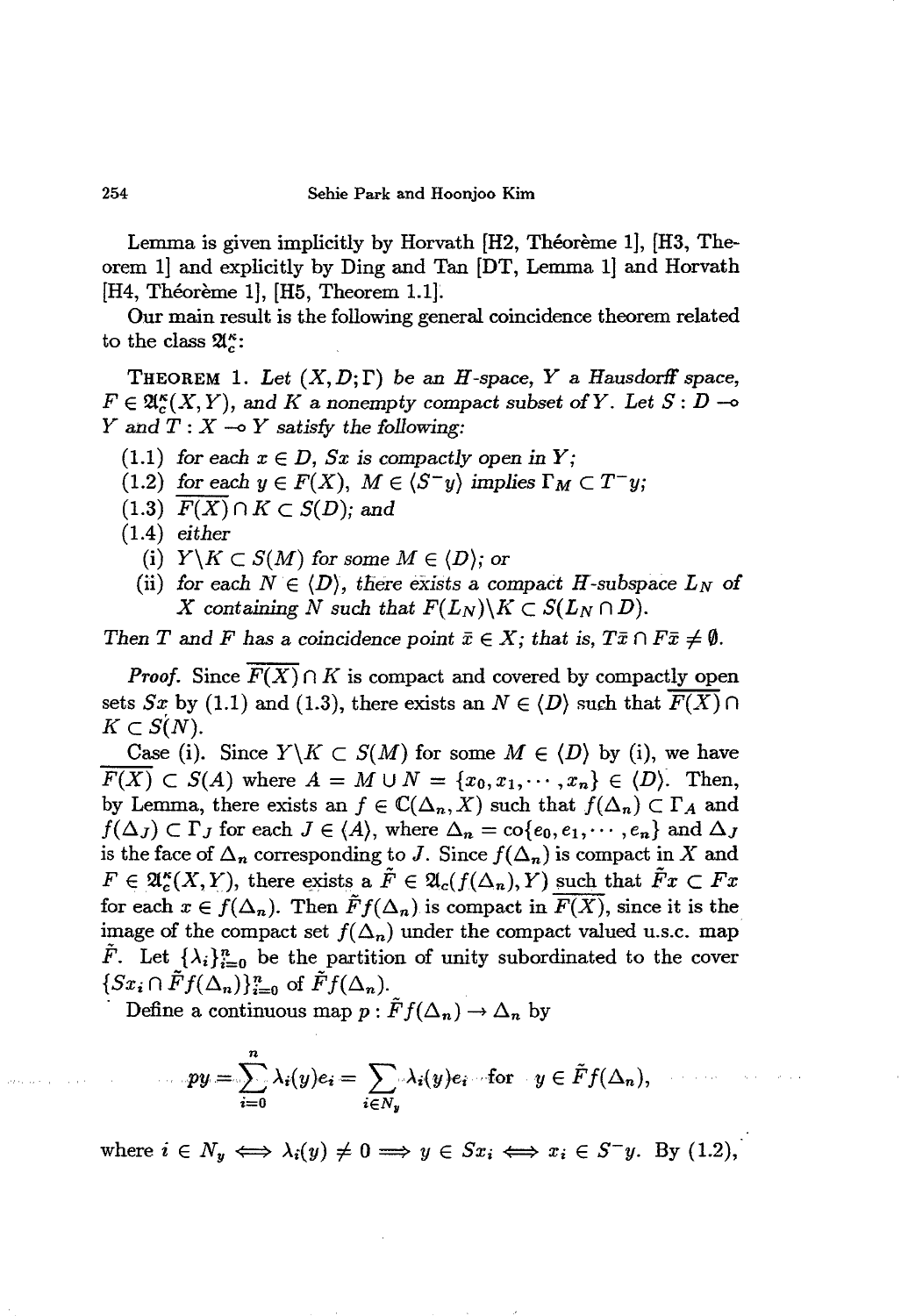Lemma is given implicitly by Horvath [H2, Théorème 1], [H3, Theorem 1] and explicitly by Ding and Tan [DT, Lemma 1] and Horvath [H4, Théorème 1], [H5, Theorem 1.1].

Our main result is the following general coincidence theorem related to the class $\mathfrak{A}_c^\kappa$:

**THEOREM 1.** *Let $(X, D; \Gamma)$ be an $H$-space, $Y$ a Hausdorff space, $F \in \mathfrak{A}_c^\kappa(X, Y)$, and $K$ a nonempty compact subset of $Y$. Let $S : D \multimap Y$ and $T : X \multimap Y$ satisfy the following:*

(1.1) *for each $x \in D$, $Sx$ is compactly open in $Y$;*

(1.2) *for each $y \in F(X)$, $M \in \langle S^- y \rangle$ implies $\Gamma_M \subset T^- y$;*

(1.3) *$\overline{F(X)} \cap K \subset S(D)$; and*

(1.4) *either*

  (i) *$Y \backslash K \subset S(M)$ for some $M \in \langle D \rangle$; or*

  (ii) *for each $N \in \langle D \rangle$, there exists a compact $H$-subspace $L_N$ of $X$ containing $N$ such that $F(L_N) \backslash K \subset S(L_N \cap D)$.*

*Then $T$ and $F$ has a coincidence point $\bar{x} \in X$; that is, $T\bar{x} \cap F\bar{x} \neq \emptyset$.*

*Proof.* Since $\overline{F(X)} \cap K$ is compact and covered by compactly open sets $Sx$ by (1.1) and (1.3), there exists an $N \in \langle D \rangle$ such that $\overline{F(X)} \cap K \subset S(N)$.

Case (i). Since $Y \backslash K \subset S(M)$ for some $M \in \langle D \rangle$ by (i), we have $\overline{F(X)} \subset S(A)$ where $A = M \cup N = \{x_0, x_1, \cdots, x_n\} \in \langle D \rangle$. Then, by Lemma, there exists an $f \in \mathbb{C}(\Delta_n, X)$ such that $f(\Delta_n) \subset \Gamma_A$ and $f(\Delta_J) \subset \Gamma_J$ for each $J \in \langle A \rangle$, where $\Delta_n = \operatorname{co}\{e_0, e_1, \cdots, e_n\}$ and $\Delta_J$ is the face of $\Delta_n$ corresponding to $J$. Since $f(\Delta_n)$ is compact in $X$ and $F \in \mathfrak{A}_c^\kappa(X, Y)$, there exists a $\tilde{F} \in \mathfrak{A}_c(f(\Delta_n), Y)$ such that $\tilde{F}x \subset Fx$ for each $x \in f(\Delta_n)$. Then $\tilde{F}f(\Delta_n)$ is compact in $\overline{F(X)}$, since it is the image of the compact set $f(\Delta_n)$ under the compact valued u.s.c. map $\tilde{F}$. Let $\{\lambda_i\}_{i=0}^n$ be the partition of unity subordinated to the cover $\{Sx_i \cap \tilde{F}f(\Delta_n)\}_{i=0}^n$ of $\tilde{F}f(\Delta_n)$.

Define a continuous map $p : \tilde{F}f(\Delta_n) \to \Delta_n$ by

$$py = \sum_{i=0}^n \lambda_i(y) e_i = \sum_{i \in N_y} \lambda_i(y) e_i \quad \text{for} \quad y \in \tilde{F}f(\Delta_n),$$

where $i \in N_y \iff \lambda_i(y) \neq 0 \implies y \in Sx_i \iff x_i \in S^- y$. By (1.2),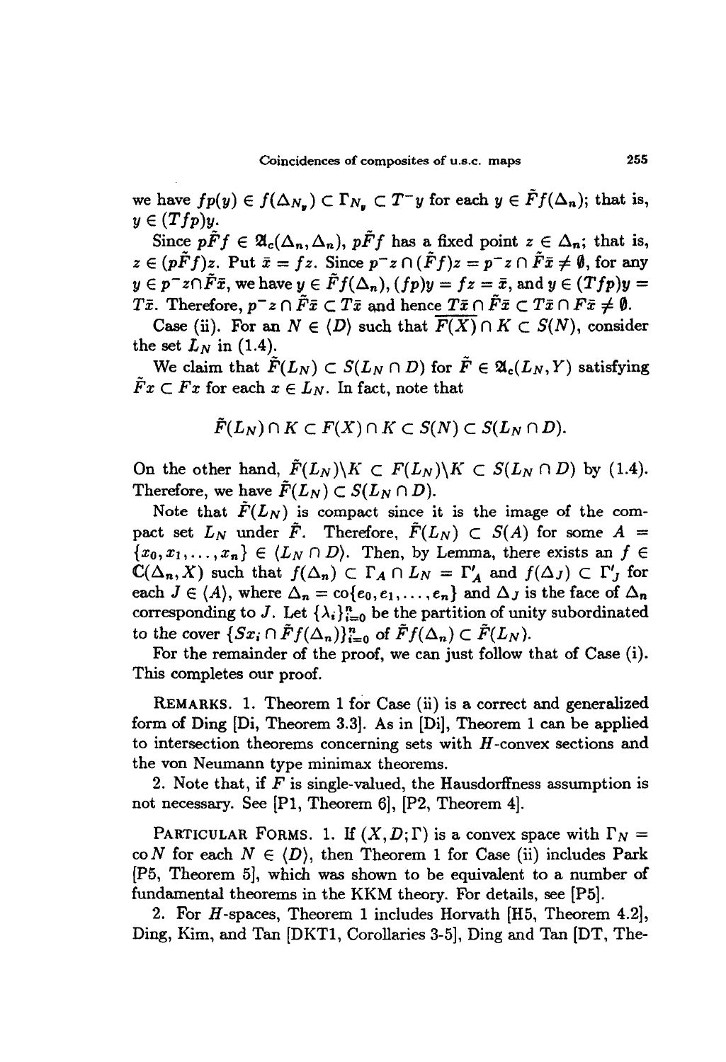we have $fp(y) \in f(\Delta_{N_y}) \subset \Gamma_{N_y} \subset T^- y$ for each $y \in \tilde{F}f(\Delta_n)$; that is, $y \in (Tfp)y$.

Since $p\tilde{F}f \in \mathfrak{A}_c(\Delta_n, \Delta_n)$, $p\tilde{F}f$ has a fixed point $z \in \Delta_n$; that is, $z \in (p\tilde{F}f)z$. Put $\bar{x} = fz$. Since $p^- z \cap (\tilde{F}f)z = p^- z \cap \tilde{F}\bar{x} \neq \emptyset$, for any $y \in p^- z \cap \tilde{F}\bar{x}$, we have $y \in \tilde{F}f(\Delta_n)$, $(fp)y = fz = \bar{x}$, and $y \in (Tfp)y = T\bar{x}$. Therefore, $p^- z \cap \tilde{F}\bar{x} \subset T\bar{x}$ and hence $\overline{T\bar{x} \cap \tilde{F}\bar{x}} \subset T\bar{x} \cap F\bar{x} \neq \emptyset$.

Case (ii). For an $N \in \langle D \rangle$ such that $\overline{F(X)} \cap K \subset S(N)$, consider the set $L_N$ in (1.4).

We claim that $\tilde{F}(L_N) \subset S(L_N \cap D)$ for $\tilde{F} \in \mathfrak{A}_c(L_N, Y)$ satisfying $\tilde{F}x \subset Fx$ for each $x \in L_N$. In fact, note that

$$\tilde{F}(L_N) \cap K \subset F(X) \cap K \subset S(N) \subset S(L_N \cap D).$$

On the other hand, $\tilde{F}(L_N) \backslash K \subset F(L_N) \backslash K \subset S(L_N \cap D)$ by (1.4). Therefore, we have $\tilde{F}(L_N) \subset S(L_N \cap D)$.

Note that $\tilde{F}(L_N)$ is compact since it is the image of the compact set $L_N$ under $\tilde{F}$. Therefore, $\tilde{F}(L_N) \subset S(A)$ for some $A = \{x_0, x_1, \ldots, x_n\} \in \langle L_N \cap D \rangle$. Then, by Lemma, there exists an $f \in \mathbb{C}(\Delta_n, X)$ such that $f(\Delta_n) \subset \Gamma_A \cap L_N = \Gamma'_A$ and $f(\Delta_J) \subset \Gamma'_J$ for each $J \in \langle A \rangle$, where $\Delta_n = \operatorname{co}\{e_0, e_1, \ldots, e_n\}$ and $\Delta_J$ is the face of $\Delta_n$ corresponding to $J$. Let $\{\lambda_i\}_{i=0}^n$ be the partition of unity subordinated to the cover $\{Sx_i \cap \tilde{F}f(\Delta_n)\}_{i=0}^n$ of $\tilde{F}f(\Delta_n) \subset \tilde{F}(L_N)$.

For the remainder of the proof, we can just follow that of Case (i). This completes our proof.

REMARKS. 1. Theorem 1 for Case (ii) is a correct and generalized form of Ding [Di, Theorem 3.3]. As in [Di], Theorem 1 can be applied to intersection theorems concerning sets with $H$-convex sections and the von Neumann type minimax theorems.

2. Note that, if $F$ is single-valued, the Hausdorffness assumption is not necessary. See [P1, Theorem 6], [P2, Theorem 4].

PARTICULAR FORMS. 1. If $(X, D; \Gamma)$ is a convex space with $\Gamma_N = \operatorname{co} N$ for each $N \in \langle D \rangle$, then Theorem 1 for Case (ii) includes Park [P5, Theorem 5], which was shown to be equivalent to a number of fundamental theorems in the KKM theory. For details, see [P5].

2. For $H$-spaces, Theorem 1 includes Horvath [H5, Theorem 4.2], Ding, Kim, and Tan [DKT1, Corollaries 3-5], Ding and Tan [DT, The-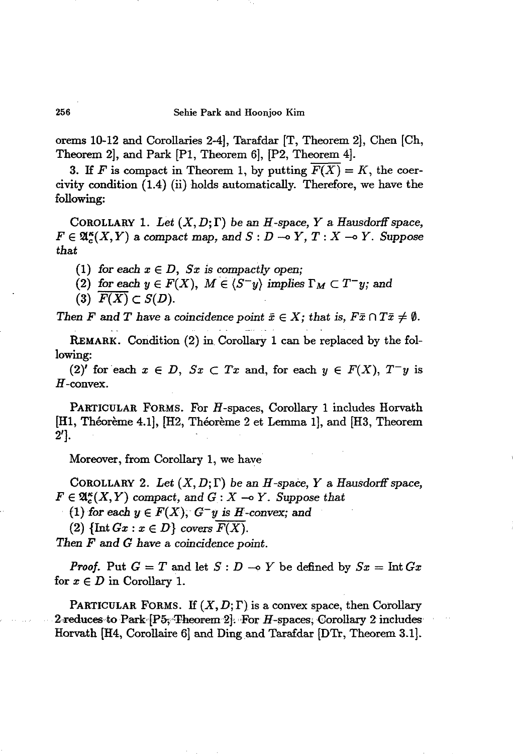orems 10-12 and Corollaries 2-4], Tarafdar [T, Theorem 2], Chen [Ch, Theorem 2], and Park [P1, Theorem 6], [P2, Theorem 4].

3. If $F$ is compact in Theorem 1, by putting $\overline{F(X)} = K$, the coercivity condition (1.4) (ii) holds automatically. Therefore, we have the following:

**Corollary 1.** *Let $(X, D; \Gamma)$ be an $H$-space, $Y$ a Hausdorff space, $F \in \mathfrak{A}_c^\kappa(X, Y)$ a compact map, and $S : D \multimap Y$, $T : X \multimap Y$. Suppose that*

*(1) for each $x \in D$, $Sx$ is compactly open;*

*(2) for each $y \in F(X)$, $M \in \langle S^- y \rangle$ implies $\Gamma_M \subset T^- y$; and*

*(3) $\overline{F(X)} \subset S(D)$.*

*Then $F$ and $T$ have a coincidence point $\bar{x} \in X$; that is, $F\bar{x} \cap T\bar{x} \neq \emptyset$.*

**Remark.** Condition (2) in Corollary 1 can be replaced by the following:

(2)′ for each $x \in D$, $Sx \subset Tx$ and, for each $y \in F(X)$, $T^- y$ is $H$-convex.

**Particular Forms.** For $H$-spaces, Corollary 1 includes Horvath [H1, Théorème 4.1], [H2, Théorème 2 et Lemma 1], and [H3, Theorem 2′].

Moreover, from Corollary 1, we have

**Corollary 2.** *Let $(X, D; \Gamma)$ be an $H$-space, $Y$ a Hausdorff space, $F \in \mathfrak{A}_c^\kappa(X, Y)$ compact, and $G : X \multimap Y$. Suppose that*

*(1) for each $y \in F(X)$, $G^- y$ is $H$-convex; and*

*(2) $\{\operatorname{Int} Gx : x \in D\}$ covers $\overline{F(X)}$.*

*Then $F$ and $G$ have a coincidence point.*

*Proof.* Put $G = T$ and let $S : D \multimap Y$ be defined by $Sx = \operatorname{Int} Gx$ for $x \in D$ in Corollary 1.

**Particular Forms.** If $(X, D; \Gamma)$ is a convex space, then Corollary 2 reduces to Park [P5, Theorem 2]. For $H$-spaces, Corollary 2 includes Horvath [H4, Corollaire 6] and Ding and Tarafdar [DTr, Theorem 3.1].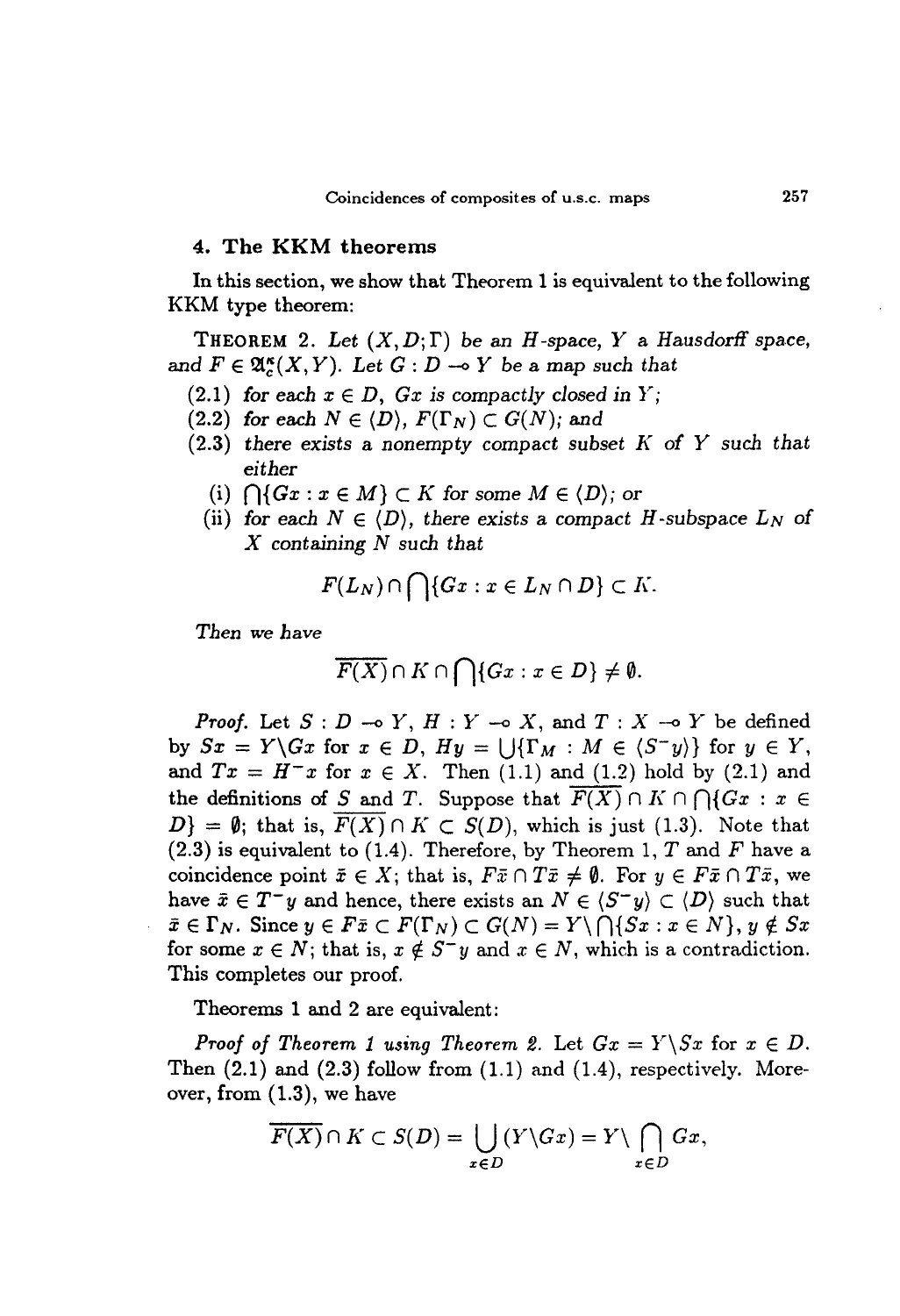## 4. The KKM theorems

In this section, we show that Theorem 1 is equivalent to the following KKM type theorem:

THEOREM 2. *Let $(X, D; \Gamma)$ be an $H$-space, $Y$ a Hausdorff space, and $F \in \mathfrak{A}_c^{\kappa}(X, Y)$. Let $G : D \multimap Y$ be a map such that*

*(2.1) for each $x \in D$, $Gx$ is compactly closed in $Y$;*

*(2.2) for each $N \in \langle D \rangle$, $F(\Gamma_N) \subset G(N)$; and*

*(2.3) there exists a nonempty compact subset $K$ of $Y$ such that either*

*(i) $\bigcap\{Gx : x \in M\} \subset K$ for some $M \in \langle D \rangle$; or*

*(ii) for each $N \in \langle D \rangle$, there exists a compact $H$-subspace $L_N$ of $X$ containing $N$ such that*

$$F(L_N) \cap \bigcap\{Gx : x \in L_N \cap D\} \subset K.$$

*Then we have*

$$\overline{F(X)} \cap K \cap \bigcap\{Gx : x \in D\} \neq \emptyset.$$

*Proof.* Let $S : D \multimap Y$, $H : Y \multimap X$, and $T : X \multimap Y$ be defined by $Sx = Y \backslash Gx$ for $x \in D$, $Hy = \bigcup\{\Gamma_M : M \in \langle S^- y \rangle\}$ for $y \in Y$, and $Tx = H^- x$ for $x \in X$. Then (1.1) and (1.2) hold by (2.1) and the definitions of $S$ and $T$. Suppose that $\overline{F(X)} \cap K \cap \bigcap\{Gx : x \in D\} = \emptyset$; that is, $\overline{F(X)} \cap K \subset S(D)$, which is just (1.3). Note that (2.3) is equivalent to (1.4). Therefore, by Theorem 1, $T$ and $F$ have a coincidence point $\bar{x} \in X$; that is, $F\bar{x} \cap T\bar{x} \neq \emptyset$. For $y \in F\bar{x} \cap T\bar{x}$, we have $\bar{x} \in T^- y$ and hence, there exists an $N \in \langle S^- y \rangle \subset \langle D \rangle$ such that $\bar{x} \in \Gamma_N$. Since $y \in F\bar{x} \subset F(\Gamma_N) \subset G(N) = Y \backslash \bigcap\{Sx : x \in N\}$, $y \notin Sx$ for some $x \in N$; that is, $x \notin S^- y$ and $x \in N$, which is a contradiction. This completes our proof.

Theorems 1 and 2 are equivalent:

*Proof of Theorem 1 using Theorem 2.* Let $Gx = Y \backslash Sx$ for $x \in D$. Then (2.1) and (2.3) follow from (1.1) and (1.4), respectively. Moreover, from (1.3), we have

$$\overline{F(X)} \cap K \subset S(D) = \bigcup_{x \in D} (Y \backslash Gx) = Y \backslash \bigcap_{x \in D} Gx,$$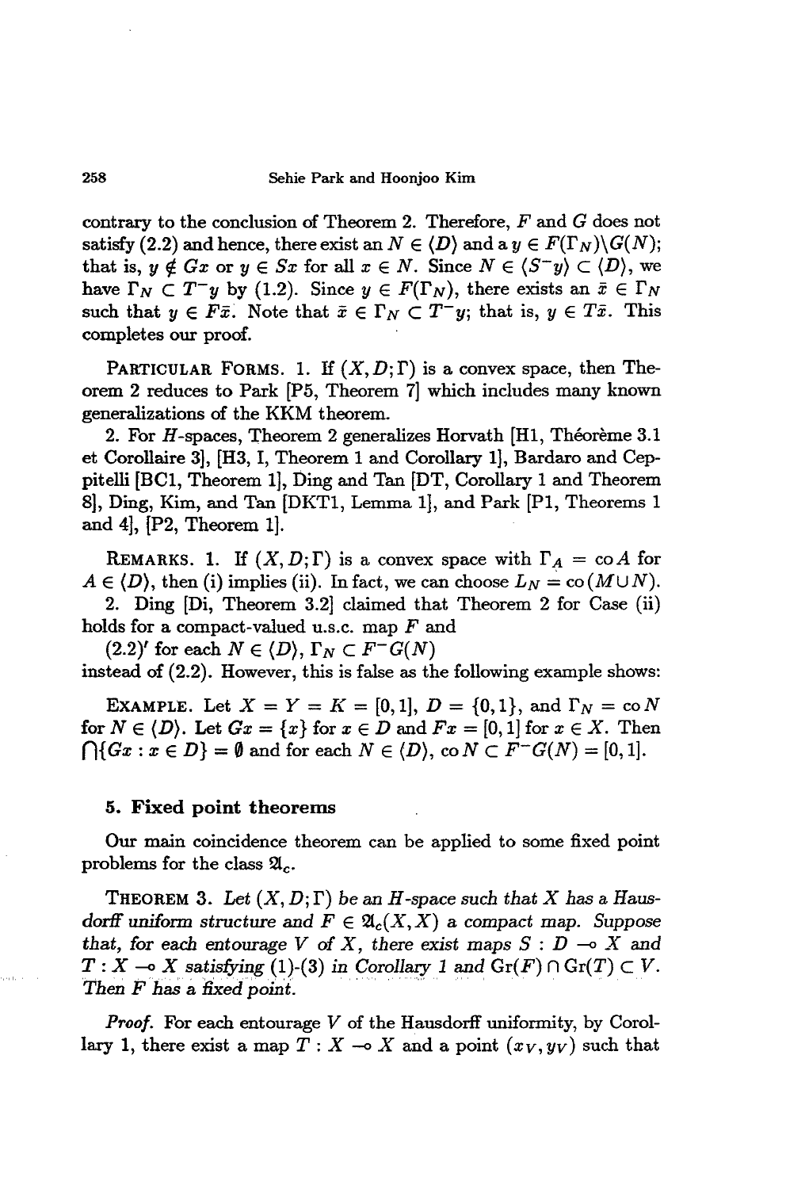contrary to the conclusion of Theorem 2. Therefore, $F$ and $G$ does not satisfy (2.2) and hence, there exist an $N \in \langle D \rangle$ and a $y \in F(\Gamma_N) \backslash G(N)$; that is, $y \notin Gx$ or $y \in Sx$ for all $x \in N$. Since $N \in \langle S^- y \rangle \subset \langle D \rangle$, we have $\Gamma_N \subset T^- y$ by (1.2). Since $y \in F(\Gamma_N)$, there exists an $\bar{x} \in \Gamma_N$ such that $y \in F\bar{x}$. Note that $\bar{x} \in \Gamma_N \subset T^- y$; that is, $y \in T\bar{x}$. This completes our proof.

PARTICULAR FORMS. 1. If $(X, D; \Gamma)$ is a convex space, then Theorem 2 reduces to Park [P5, Theorem 7] which includes many known generalizations of the KKM theorem.

2. For $H$-spaces, Theorem 2 generalizes Horvath [H1, Théorème 3.1 et Corollaire 3], [H3, I, Theorem 1 and Corollary 1], Bardaro and Ceppitelli [BC1, Theorem 1], Ding and Tan [DT, Corollary 1 and Theorem 8], Ding, Kim, and Tan [DKT1, Lemma 1], and Park [P1, Theorems 1 and 4], [P2, Theorem 1].

REMARKS. 1. If $(X, D; \Gamma)$ is a convex space with $\Gamma_A = \operatorname{co} A$ for $A \in \langle D \rangle$, then (i) implies (ii). In fact, we can choose $L_N = \operatorname{co}(M \cup N)$.

2. Ding [Di, Theorem 3.2] claimed that Theorem 2 for Case (ii) holds for a compact-valued u.s.c. map $F$ and

$(2.2)'$ for each $N \in \langle D \rangle$, $\Gamma_N \subset F^- G(N)$

instead of (2.2). However, this is false as the following example shows:

EXAMPLE. Let $X = Y = K = [0, 1]$, $D = \{0, 1\}$, and $\Gamma_N = \operatorname{co} N$ for $N \in \langle D \rangle$. Let $Gx = \{x\}$ for $x \in D$ and $Fx = [0, 1]$ for $x \in X$. Then $\bigcap \{Gx : x \in D\} = \emptyset$ and for each $N \in \langle D \rangle$, $\operatorname{co} N \subset F^- G(N) = [0, 1]$.

## 5. Fixed point theorems

Our main coincidence theorem can be applied to some fixed point problems for the class $\mathfrak{A}_c$.

THEOREM 3. *Let $(X, D; \Gamma)$ be an $H$-space such that $X$ has a Hausdorff uniform structure and $F \in \mathfrak{A}_c(X, X)$ a compact map. Suppose that, for each entourage $V$ of $X$, there exist maps $S : D \multimap X$ and $T : X \multimap X$ satisfying (1)-(3) in Corollary 1 and $\operatorname{Gr}(F) \cap \operatorname{Gr}(T) \subset V$. Then $F$ has a fixed point.*

*Proof.* For each entourage $V$ of the Hausdorff uniformity, by Corollary 1, there exist a map $T : X \multimap X$ and a point $(x_V, y_V)$ such that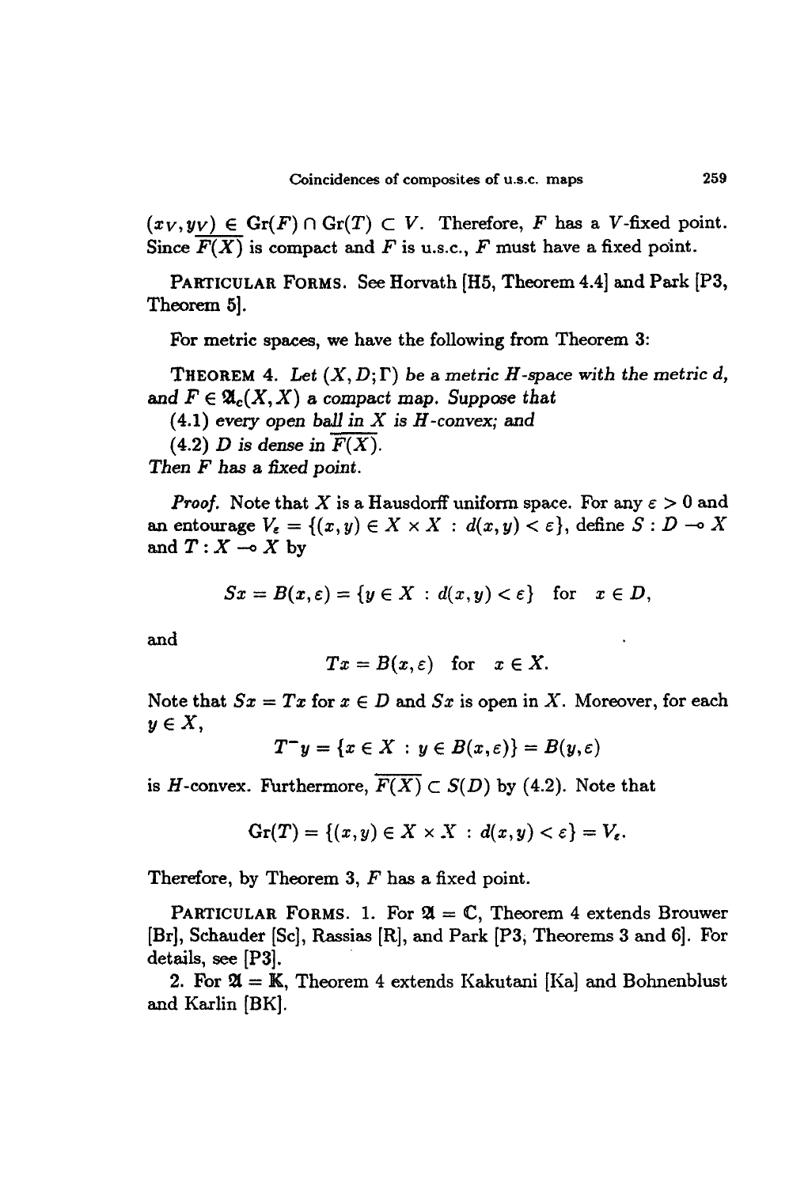$(x_V, y_V) \in \mathrm{Gr}(F) \cap \mathrm{Gr}(T) \subset V$. Therefore, $F$ has a $V$-fixed point. Since $\overline{F(X)}$ is compact and $F$ is u.s.c., $F$ must have a fixed point.

PARTICULAR FORMS. See Horvath [H5, Theorem 4.4] and Park [P3, Theorem 5].

For metric spaces, we have the following from Theorem 3:

THEOREM 4. *Let $(X, D; \Gamma)$ be a metric $H$-space with the metric $d$, and $F \in \mathfrak{A}_c(X, X)$ a compact map. Suppose that*

*(4.1) every open ball in $X$ is $H$-convex; and*

*(4.2) $D$ is dense in $\overline{F(X)}$.*

*Then $F$ has a fixed point.*

*Proof.* Note that $X$ is a Hausdorff uniform space. For any $\varepsilon > 0$ and an entourage $V_\varepsilon = \{(x, y) \in X \times X : d(x, y) < \varepsilon\}$, define $S : D \multimap X$ and $T : X \multimap X$ by

$$Sx = B(x, \varepsilon) = \{y \in X : d(x, y) < \varepsilon\} \quad \text{for} \quad x \in D,$$

and

$$Tx = B(x, \varepsilon) \quad \text{for} \quad x \in X.$$

Note that $Sx = Tx$ for $x \in D$ and $Sx$ is open in $X$. Moreover, for each $y \in X$,

$$T^{-}y = \{x \in X : y \in B(x, \varepsilon)\} = B(y, \varepsilon)$$

is $H$-convex. Furthermore, $\overline{F(X)} \subset S(D)$ by (4.2). Note that

$$\mathrm{Gr}(T) = \{(x, y) \in X \times X : d(x, y) < \varepsilon\} = V_\varepsilon.$$

Therefore, by Theorem 3, $F$ has a fixed point.

PARTICULAR FORMS. 1. For $\mathfrak{A} = \mathbb{C}$, Theorem 4 extends Brouwer [Br], Schauder [Sc], Rassias [R], and Park [P3, Theorems 3 and 6]. For details, see [P3].

2. For $\mathfrak{A} = \mathbb{K}$, Theorem 4 extends Kakutani [Ka] and Bohnenblust and Karlin [BK].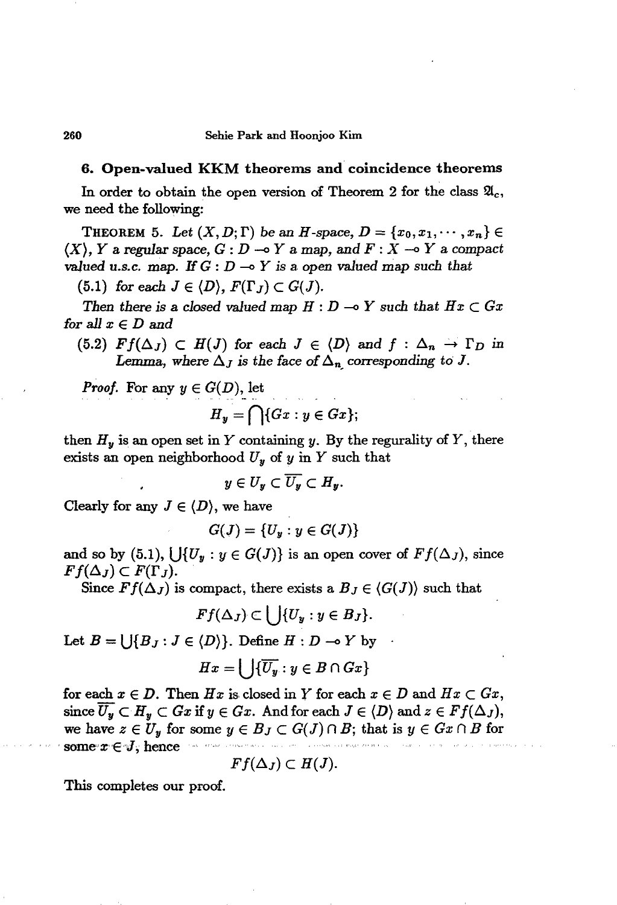## 6. Open-valued KKM theorems and coincidence theorems

In order to obtain the open version of Theorem 2 for the class $\mathfrak{A}_c$, we need the following:

**Theorem 5.** *Let $(X, D; \Gamma)$ be an H-space, $D = \{x_0, x_1, \cdots, x_n\} \in \langle X \rangle$, $Y$ a regular space, $G : D \multimap Y$ a map, and $F : X \multimap Y$ a compact valued u.s.c. map. If $G : D \multimap Y$ is a open valued map such that*

(5.1) *for each $J \in \langle D \rangle$, $F(\Gamma_J) \subset G(J)$.*

*Then there is a closed valued map $H : D \multimap Y$ such that $Hx \subset Gx$ for all $x \in D$ and*

(5.2) *$Ff(\Delta_J) \subset H(J)$ for each $J \in \langle D \rangle$ and $f : \Delta_n \to \Gamma_D$ in Lemma, where $\Delta_J$ is the face of $\Delta_n$ corresponding to $J$.*

*Proof.* For any $y \in G(D)$, let

$$H_y = \bigcap \{Gx : y \in Gx\};$$

then $H_y$ is an open set in $Y$ containing $y$. By the reguarlity of $Y$, there exists an open neighborhood $U_y$ of $y$ in $Y$ such that

$$y \in U_y \subset \overline{U_y} \subset H_y.$$

Clearly for any $J \in \langle D \rangle$, we have

$$G(J) = \{U_y : y \in G(J)\}$$

and so by (5.1), $\bigcup\{U_y : y \in G(J)\}$ is an open cover of $Ff(\Delta_J)$, since $Ff(\Delta_J) \subset F(\Gamma_J)$.

Since $Ff(\Delta_J)$ is compact, there exists a $B_J \in \langle G(J) \rangle$ such that

$$Ff(\Delta_J) \subset \bigcup\{U_y : y \in B_J\}.$$

Let $B = \bigcup\{B_J : J \in \langle D \rangle\}$. Define $H : D \multimap Y$ by

$$Hx = \bigcup\{\overline{U_y} : y \in B \cap Gx\}$$

for each $x \in D$. Then $Hx$ is closed in $Y$ for each $x \in D$ and $Hx \subset Gx$, since $\overline{U_y} \subset H_y \subset Gx$ if $y \in Gx$. And for each $J \in \langle D \rangle$ and $z \in Ff(\Delta_J)$, we have $z \in U_y$ for some $y \in B_J \subset G(J) \cap B$; that is $y \in Gx \cap B$ for some $x \in J$, hence

$$Ff(\Delta_J) \subset H(J).$$

This completes our proof.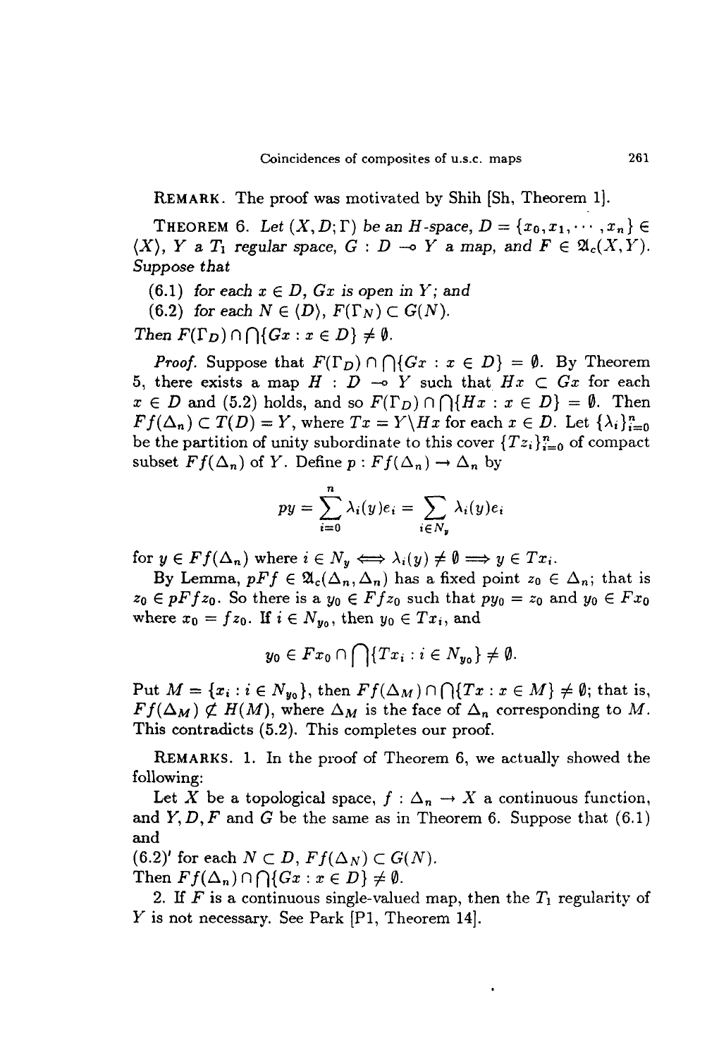**REMARK.** The proof was motivated by Shih [Sh, Theorem 1].

**THEOREM 6.** *Let $(X, D; \Gamma)$ be an H-space, $D = \{x_0, x_1, \cdots, x_n\} \in \langle X \rangle$, $Y$ a $T_1$ regular space, $G : D \multimap Y$ a map, and $F \in \mathfrak{A}_c(X, Y)$. Suppose that*

(6.1) *for each $x \in D$, $Gx$ is open in $Y$; and*

(6.2) *for each $N \in \langle D \rangle$, $F(\Gamma_N) \subset G(N)$.*

*Then $F(\Gamma_D) \cap \bigcap\{Gx : x \in D\} \neq \emptyset$.*

*Proof.* Suppose that $F(\Gamma_D) \cap \bigcap\{Gx : x \in D\} = \emptyset$. By Theorem 5, there exists a map $H : D \multimap Y$ such that $Hx \subset Gx$ for each $x \in D$ and (5.2) holds, and so $F(\Gamma_D) \cap \bigcap\{Hx : x \in D\} = \emptyset$. Then $Ff(\Delta_n) \subset T(D) = Y$, where $Tx = Y \backslash Hx$ for each $x \in D$. Let $\{\lambda_i\}_{i=0}^n$ be the partition of unity subordinate to this cover $\{Tz_i\}_{i=0}^n$ of compact subset $Ff(\Delta_n)$ of $Y$. Define $p : Ff(\Delta_n) \to \Delta_n$ by

$$py = \sum_{i=0}^{n} \lambda_i(y) e_i = \sum_{i \in N_y} \lambda_i(y) e_i$$

for $y \in Ff(\Delta_n)$ where $i \in N_y \Longleftrightarrow \lambda_i(y) \neq \emptyset \Longrightarrow y \in Tx_i$.

By Lemma, $pFf \in \mathfrak{A}_c(\Delta_n, \Delta_n)$ has a fixed point $z_0 \in \Delta_n$; that is $z_0 \in pFfz_0$. So there is a $y_0 \in Ffz_0$ such that $py_0 = z_0$ and $y_0 \in Fx_0$ where $x_0 = fz_0$. If $i \in N_{y_0}$, then $y_0 \in Tx_i$, and

$$y_0 \in Fx_0 \cap \bigcap\{Tx_i : i \in N_{y_0}\} \neq \emptyset.$$

Put $M = \{x_i : i \in N_{y_0}\}$, then $Ff(\Delta_M) \cap \bigcap\{Tx : x \in M\} \neq \emptyset$; that is, $Ff(\Delta_M) \not\subset H(M)$, where $\Delta_M$ is the face of $\Delta_n$ corresponding to $M$. This contradicts (5.2). This completes our proof.

**REMARKS.** 1. In the proof of Theorem 6, we actually showed the following:

Let $X$ be a topological space, $f : \Delta_n \to X$ a continuous function, and $Y, D, F$ and $G$ be the same as in Theorem 6. Suppose that (6.1) and

(6.2)$'$ for each $N \subset D$, $Ff(\Delta_N) \subset G(N)$.

Then $Ff(\Delta_n) \cap \bigcap\{Gx : x \in D\} \neq \emptyset$.

2. If $F$ is a continuous single-valued map, then the $T_1$ regularity of $Y$ is not necessary. See Park [P1, Theorem 14].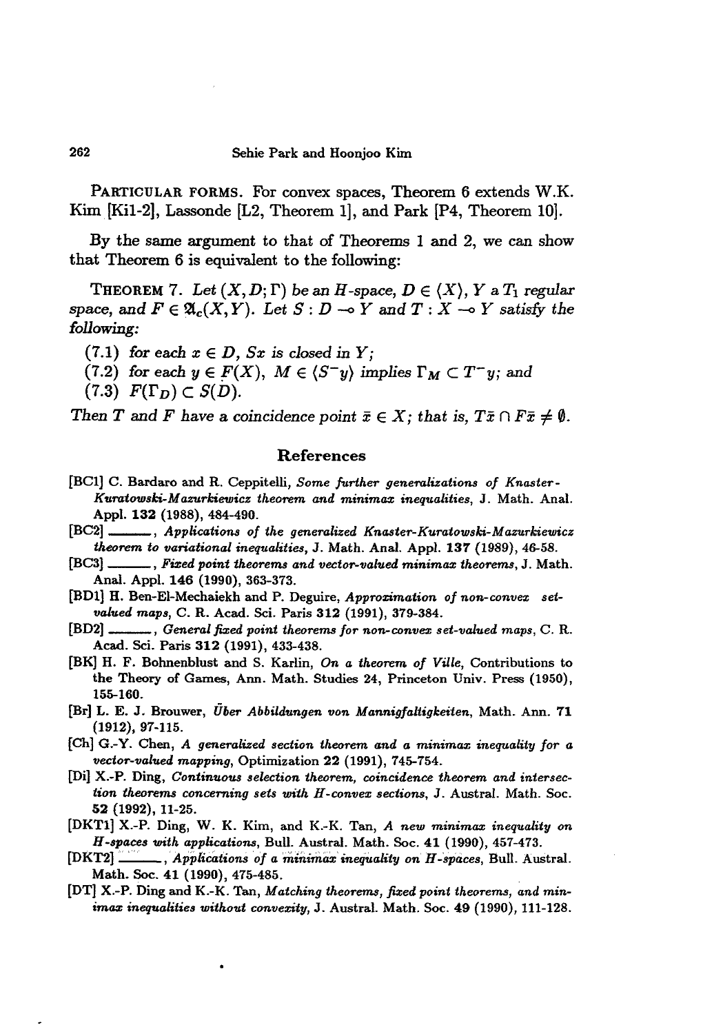PARTICULAR FORMS. For convex spaces, Theorem 6 extends W.K. Kim [Ki1-2], Lassonde [L2, Theorem 1], and Park [P4, Theorem 10].

By the same argument to that of Theorems 1 and 2, we can show that Theorem 6 is equivalent to the following:

THEOREM 7. *Let $(X, D; \Gamma)$ be an $H$-space, $D \in \langle X \rangle$, $Y$ a $T_1$ regular space, and $F \in \mathfrak{A}_c(X, Y)$. Let $S : D \multimap Y$ and $T : X \multimap Y$ satisfy the following:*

*(7.1) for each $x \in D$, $Sx$ is closed in $Y$;*
*(7.2) for each $y \in F(X)$, $M \in \langle S^- y \rangle$ implies $\Gamma_M \subset T^- y$; and*
*(7.3) $F(\Gamma_D) \subset S(D)$.*

*Then $T$ and $F$ have a coincidence point $\bar{x} \in X$; that is, $T\bar{x} \cap F\bar{x} \neq \emptyset$.*

## References

[BC1] C. Bardaro and R. Ceppitelli, *Some further generalizations of Knaster-Kuratowski-Mazurkiewicz theorem and minimax inequalities*, J. Math. Anal. Appl. **132** (1988), 484-490.

[BC2] ———, *Applications of the generalized Knaster-Kuratowski-Mazurkiewicz theorem to variational inequalities*, J. Math. Anal. Appl. **137** (1989), 46-58.

[BC3] ———, *Fixed point theorems and vector-valued minimax theorems*, J. Math. Anal. Appl. **146** (1990), 363-373.

[BD1] H. Ben-El-Mechaiekh and P. Deguire, *Approximation of non-convex set-valued maps*, C. R. Acad. Sci. Paris **312** (1991), 379-384.

[BD2] ———, *General fixed point theorems for non-convex set-valued maps*, C. R. Acad. Sci. Paris **312** (1991), 433-438.

[BK] H. F. Bohnenblust and S. Karlin, *On a theorem of Ville*, Contributions to the Theory of Games, Ann. Math. Studies 24, Princeton Univ. Press (1950), 155-160.

[Br] L. E. J. Brouwer, *Über Abbildungen von Mannigfaltigkeiten*, Math. Ann. **71** (1912), 97-115.

[Ch] G.-Y. Chen, *A generalized section theorem and a minimax inequality for a vector-valued mapping*, Optimization **22** (1991), 745-754.

[Di] X.-P. Ding, *Continuous selection theorem, coincidence theorem and intersection theorems concerning sets with H-convex sections*, J. Austral. Math. Soc. **52** (1992), 11-25.

[DKT1] X.-P. Ding, W. K. Kim, and K.-K. Tan, *A new minimax inequality on H-spaces with applications*, Bull. Austral. Math. Soc. **41** (1990), 457-473.

[DKT2] ———, *Applications of a minimax inequality on H-spaces*, Bull. Austral. Math. Soc. **41** (1990), 475-485.

[DT] X.-P. Ding and K.-K. Tan, *Matching theorems, fixed point theorems, and minimax inequalities without convexity*, J. Austral. Math. Soc. **49** (1990), 111-128.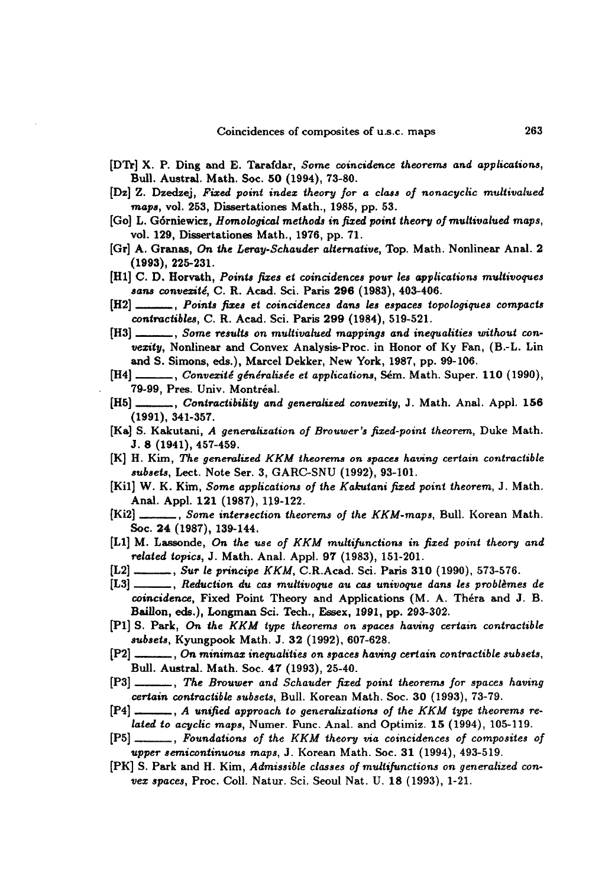[DTr] X. P. Ding and E. Tarafdar, *Some coincidence theorems and applications*, Bull. Austral. Math. Soc. **50** (1994), 73-80.

[Dz] Z. Dzedzej, *Fixed point index theory for a class of nonacyclic multivalued maps*, vol. 253, Dissertationes Math., 1985, pp. 53.

[Go] L. Górniewicz, *Homological methods in fixed point theory of multivalued maps*, vol. 129, Dissertationes Math., 1976, pp. 71.

[Gr] A. Granas, *On the Leray-Schauder alternative*, Top. Math. Nonlinear Anal. **2** (1993), 225-231.

[H1] C. D. Horvath, *Points fixes et coincidences pour les applications multivoques sans convexité*, C. R. Acad. Sci. Paris **296** (1983), 403-406.

[H2] ———, *Points fixes et coincidences dans les espaces topologiques compacts contractibles*, C. R. Acad. Sci. Paris **299** (1984), 519-521.

[H3] ———, *Some results on multivalued mappings and inequalities without convexity*, Nonlinear and Convex Analysis-Proc. in Honor of Ky Fan, (B.-L. Lin and S. Simons, eds.), Marcel Dekker, New York, 1987, pp. 99-106.

[H4] ———, *Convexité généralisée et applications*, Sém. Math. Super. **110** (1990), 79-99, Pres. Univ. Montréal.

[H5] ———, *Contractibility and generalized convexity*, J. Math. Anal. Appl. **156** (1991), 341-357.

[Ka] S. Kakutani, *A generalization of Brouwer's fixed-point theorem*, Duke Math. J. **8** (1941), 457-459.

[K] H. Kim, *The generalized KKM theorems on spaces having certain contractible subsets*, Lect. Note Ser. 3, GARC-SNU (1992), 93-101.

[Ki1] W. K. Kim, *Some applications of the Kakutani fixed point theorem*, J. Math. Anal. Appl. **121** (1987), 119-122.

[Ki2] ———, *Some intersection theorems of the KKM-maps*, Bull. Korean Math. Soc. **24** (1987), 139-144.

[L1] M. Lassonde, *On the use of KKM multifunctions in fixed point theory and related topics*, J. Math. Anal. Appl. **97** (1983), 151-201.

[L2] ———, *Sur le principe KKM*, C.R.Acad. Sci. Paris **310** (1990), 573-576.

[L3] ———, *Reduction du cas multivoque au cas univoque dans les problèmes de coincidence*, Fixed Point Theory and Applications (M. A. Théra and J. B. Baillon, eds.), Longman Sci. Tech., Essex, 1991, pp. 293-302.

[P1] S. Park, *On the KKM type theorems on spaces having certain contractible subsets*, Kyungpook Math. J. **32** (1992), 607-628.

[P2] ———, *On minimax inequalities on spaces having certain contractible subsets*, Bull. Austral. Math. Soc. **47** (1993), 25-40.

[P3] ———, *The Brouwer and Schauder fixed point theorems for spaces having certain contractible subsets*, Bull. Korean Math. Soc. **30** (1993), 73-79.

[P4] ———, *A unified approach to generalizations of the KKM type theorems related to acyclic maps*, Numer. Func. Anal. and Optimiz. **15** (1994), 105-119.

[P5] ———, *Foundations of the KKM theory via coincidences of composites of upper semicontinuous maps*, J. Korean Math. Soc. **31** (1994), 493-519.

[PK] S. Park and H. Kim, *Admissible classes of multifunctions on generalized convex spaces*, Proc. Coll. Natur. Sci. Seoul Nat. U. **18** (1993), 1-21.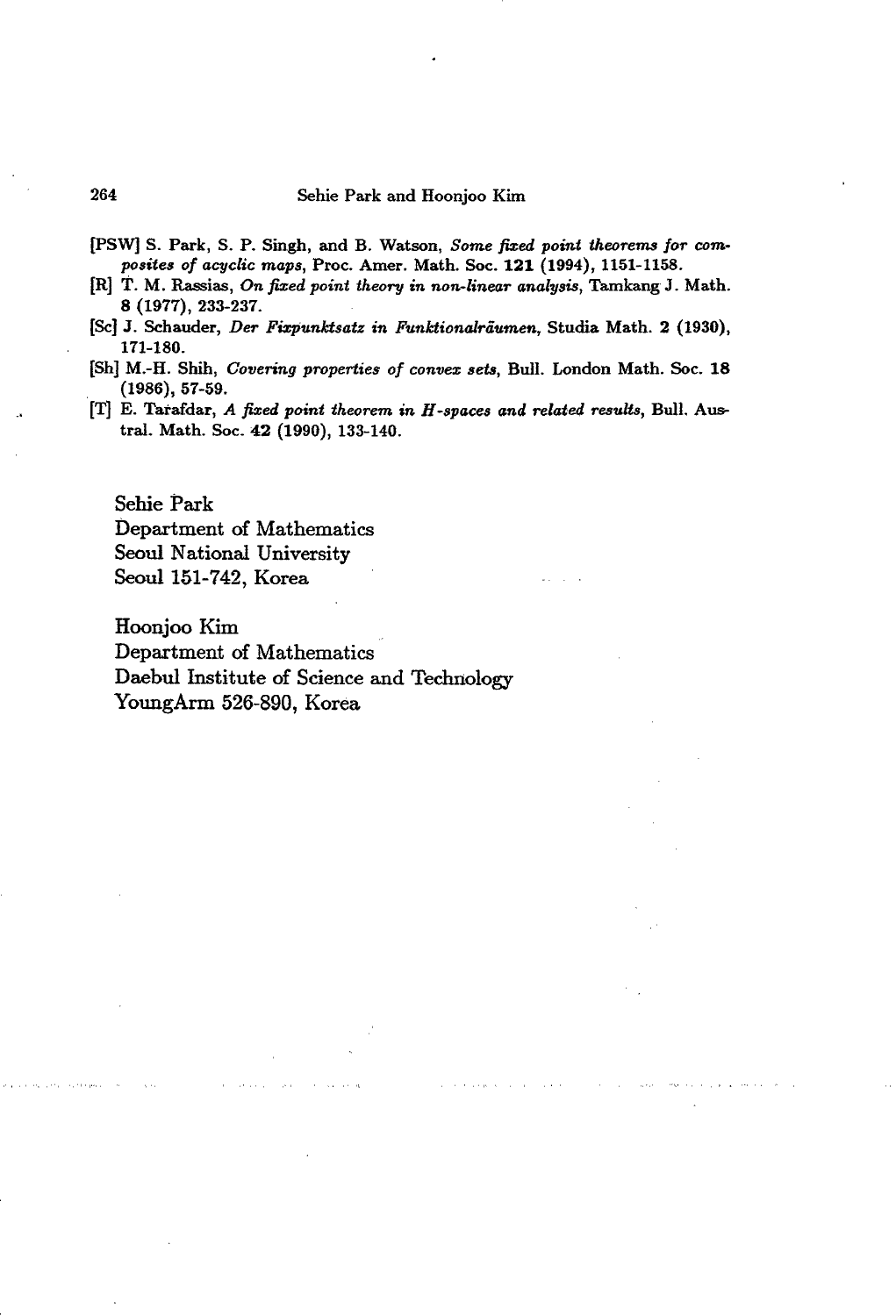[PSW] S. Park, S. P. Singh, and B. Watson, *Some fixed point theorems for composites of acyclic maps*, Proc. Amer. Math. Soc. **121** (1994), 1151-1158.

[R] T. M. Rassias, *On fixed point theory in non-linear analysis*, Tamkang J. Math. **8** (1977), 233-237.

[Sc] J. Schauder, *Der Fixpunktsatz in Funktionalräumen*, Studia Math. **2** (1930), 171-180.

[Sh] M.-H. Shih, *Covering properties of convex sets*, Bull. London Math. Soc. **18** (1986), 57-59.

[T] E. Tarafdar, *A fixed point theorem in H-spaces and related results*, Bull. Austral. Math. Soc. **42** (1990), 133-140.

Sehie Park
Department of Mathematics
Seoul National University
Seoul 151-742, Korea

Hoonjoo Kim
Department of Mathematics
Daebul Institute of Science and Technology
YoungArm 526-890, Korea